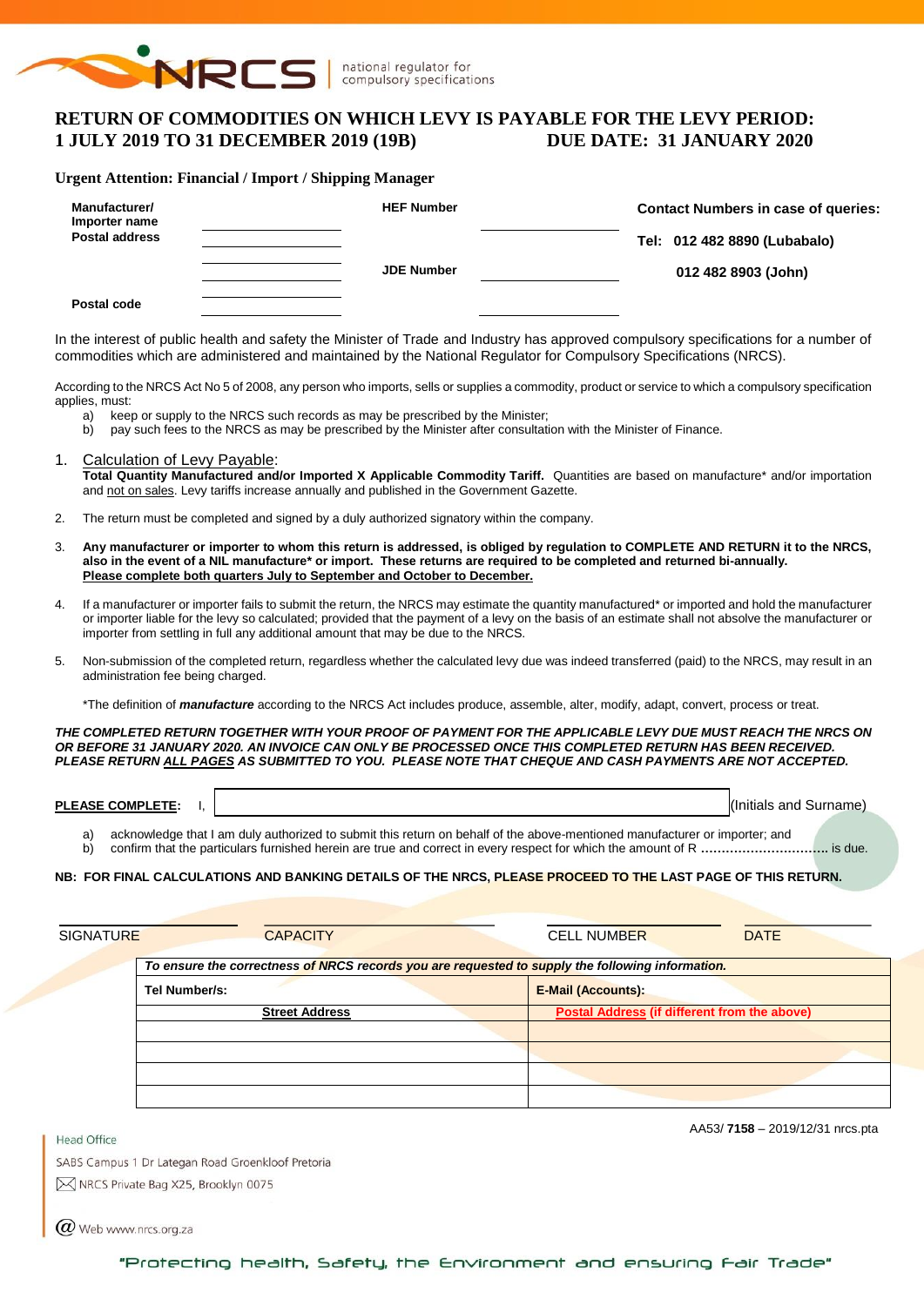# RETURN OF COMMODITIES ON WHICH LEVY IS PAYABLE FOR THE LEVY PERIOD: 1 JULY 2019 TO 31 DECEMBER 2019 (19B) DUE DATE: 31 JANUARY 2020

**Urgent Attention: Financial / Import / Shipping Manager**

| | | | | |
|---|---|---|---|---|
| **Manufacturer/ Importer name** | | **HEF Number** | | **Contact Numbers in case of queries:** |
| **Postal address** | | | | **Tel: 012 482 8890 (Lubabalo)** |
| | | **JDE Number** | | **012 482 8903 (John)** |
| **Postal code** | | | | |

In the interest of public health and safety the Minister of Trade and Industry has approved compulsory specifications for a number of commodities which are administered and maintained by the National Regulator for Compulsory Specifications (NRCS).

According to the NRCS Act No 5 of 2008, any person who imports, sells or supplies a commodity, product or service to which a compulsory specification applies, must:

a) keep or supply to the NRCS such records as may be prescribed by the Minister;
b) pay such fees to the NRCS as may be prescribed by the Minister after consultation with the Minister of Finance.

1. Calculation of Levy Payable:
   **Total Quantity Manufactured and/or Imported X Applicable Commodity Tariff.** Quantities are based on manufacture* and/or importation and not on sales. Levy tariffs increase annually and published in the Government Gazette.

2. The return must be completed and signed by a duly authorized signatory within the company.

3. **Any manufacturer or importer to whom this return is addressed, is obliged by regulation to COMPLETE AND RETURN it to the NRCS, also in the event of a NIL manufacture* or import. These returns are required to be completed and returned bi-annually.** **Please complete both quarters July to September and October to December.**

4. If a manufacturer or importer fails to submit the return, the NRCS may estimate the quantity manufactured* or imported and hold the manufacturer or importer liable for the levy so calculated; provided that the payment of a levy on the basis of an estimate shall not absolve the manufacturer or importer from settling in full any additional amount that may be due to the NRCS.

5. Non-submission of the completed return, regardless whether the calculated levy due was indeed transferred (paid) to the NRCS, may result in an administration fee being charged.

   *The definition of ***manufacture*** according to the NRCS Act includes produce, assemble, alter, modify, adapt, convert, process or treat.

***THE COMPLETED RETURN TOGETHER WITH YOUR PROOF OF PAYMENT FOR THE APPLICABLE LEVY DUE MUST REACH THE NRCS ON OR BEFORE 31 JANUARY 2020. AN INVOICE CAN ONLY BE PROCESSED ONCE THIS COMPLETED RETURN HAS BEEN RECEIVED. PLEASE RETURN ALL PAGES AS SUBMITTED TO YOU. PLEASE NOTE THAT CHEQUE AND CASH PAYMENTS ARE NOT ACCEPTED.***

**PLEASE COMPLETE:** I, ______________________________ (Initials and Surname)

a) acknowledge that I am duly authorized to submit this return on behalf of the above-mentioned manufacturer or importer; and
b) confirm that the particulars furnished herein are true and correct in every respect for which the amount of R .............................. is due.

**NB: FOR FINAL CALCULATIONS AND BANKING DETAILS OF THE NRCS, PLEASE PROCEED TO THE LAST PAGE OF THIS RETURN.**

| SIGNATURE | CAPACITY | CELL NUMBER | DATE |
|---|---|---|---|
| | | | |

| *To ensure the correctness of NRCS records you are requested to supply the following information.* | |
|---|---|
| **Tel Number/s:** | **E-Mail (Accounts):** |
| **Street Address** | **Postal Address (if different from the above)** |
| | |
| | |
| | |
| | |

AA53/ **7158** – 2019/12/31 nrcs.pta

Head Office
SABS Campus 1 Dr Lategan Road Groenkloof Pretoria
NRCS Private Bag X25, Brooklyn 0075
Web www.nrcs.org.za

"Protecting health, Safety, the Environment and ensuring Fair Trade"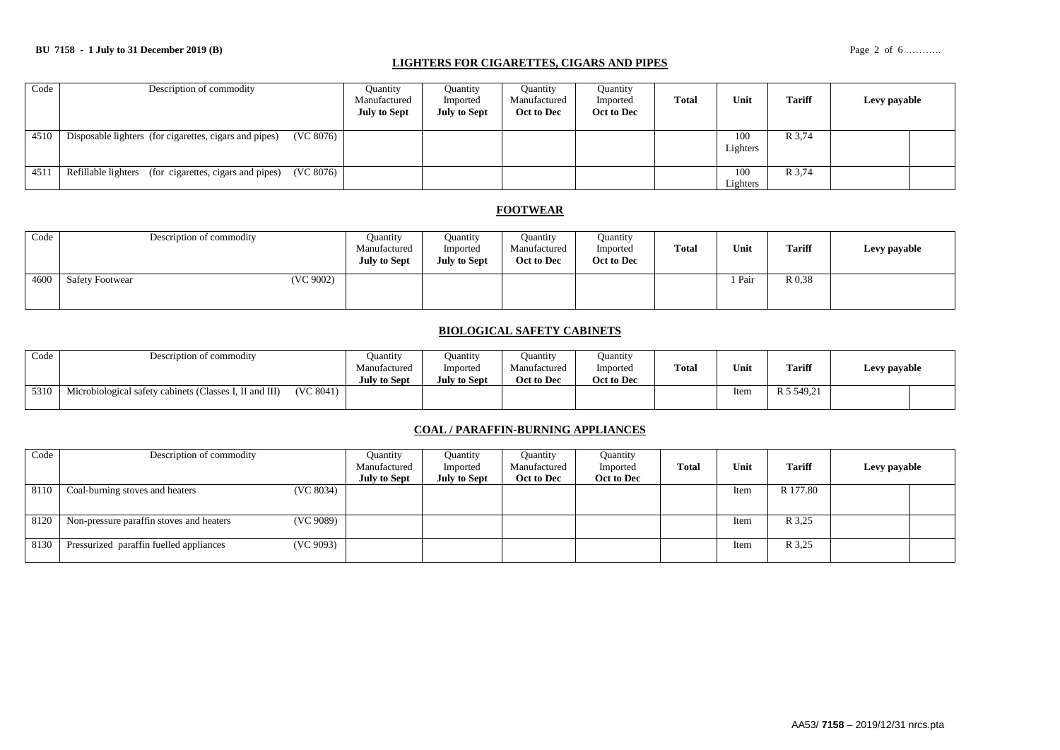## LIGHTERS FOR CIGARETTES, CIGARS AND PIPES

| Code | Description of commodity | Quantity Manufactured **July to Sept** | Quantity Imported **July to Sept** | Quantity Manufactured **Oct to Dec** | Quantity Imported **Oct to Dec** | **Total** | **Unit** | **Tariff** | **Levy payable** | |
|---|---|---|---|---|---|---|---|---|---|---|
| 4510 | Disposable lighters (for cigarettes, cigars and pipes) (VC 8076) | | | | | | 100 Lighters | R 3,74 | | |
| 4511 | Refillable lighters (for cigarettes, cigars and pipes) (VC 8076) | | | | | | 100 Lighters | R 3,74 | | |

## FOOTWEAR

| Code | Description of commodity | Quantity Manufactured **July to Sept** | Quantity Imported **July to Sept** | Quantity Manufactured **Oct to Dec** | Quantity Imported **Oct to Dec** | **Total** | **Unit** | **Tariff** | **Levy payable** |
|---|---|---|---|---|---|---|---|---|---|
| 4600 | Safety Footwear (VC 9002) | | | | | | 1 Pair | R 0,38 | |

## BIOLOGICAL SAFETY CABINETS

| Code | Description of commodity | Quantity Manufactured **July to Sept** | Quantity Imported **July to Sept** | Quantity Manufactured **Oct to Dec** | Quantity Imported **Oct to Dec** | **Total** | **Unit** | **Tariff** | **Levy payable** | |
|---|---|---|---|---|---|---|---|---|---|---|
| 5310 | Microbiological safety cabinets (Classes I, II and III) (VC 8041) | | | | | | Item | R 5 549,21 | | |

## COAL / PARAFFIN-BURNING APPLIANCES

| Code | Description of commodity | Quantity Manufactured **July to Sept** | Quantity Imported **July to Sept** | Quantity Manufactured **Oct to Dec** | Quantity Imported **Oct to Dec** | **Total** | **Unit** | **Tariff** | **Levy payable** | |
|---|---|---|---|---|---|---|---|---|---|---|
| 8110 | Coal-burning stoves and heaters (VC 8034) | | | | | | Item | R 177.80 | | |
| 8120 | Non-pressure paraffin stoves and heaters (VC 9089) | | | | | | Item | R 3,25 | | |
| 8130 | Pressurized paraffin fuelled appliances (VC 9093) | | | | | | Item | R 3,25 | | |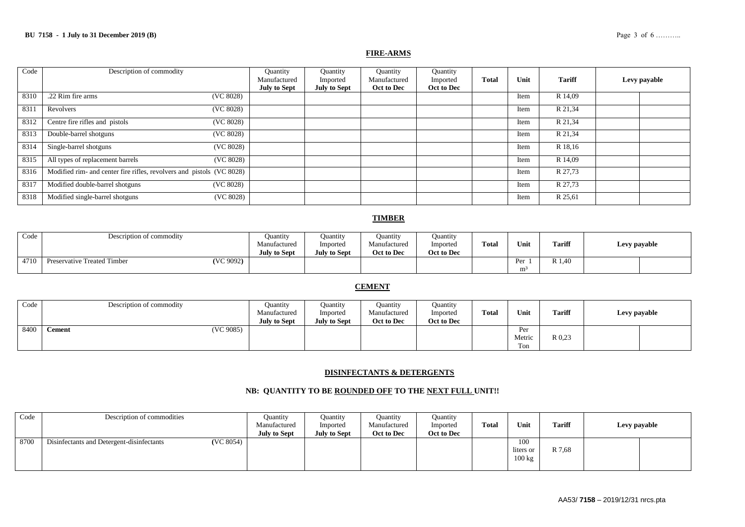## FIRE-ARMS

| Code | Description of commodity | | Quantity Manufactured July to Sept | Quantity Imported July to Sept | Quantity Manufactured Oct to Dec | Quantity Imported Oct to Dec | Total | Unit | Tariff | Levy payable | |
|---|---|---|---|---|---|---|---|---|---|---|---|
| 8310 | .22 Rim fire arms | (VC 8028) | | | | | | Item | R 14,09 | | |
| 8311 | Revolvers | (VC 8028) | | | | | | Item | R 21,34 | | |
| 8312 | Centre fire rifles and pistols | (VC 8028) | | | | | | Item | R 21,34 | | |
| 8313 | Double-barrel shotguns | (VC 8028) | | | | | | Item | R 21,34 | | |
| 8314 | Single-barrel shotguns | (VC 8028) | | | | | | Item | R 18,16 | | |
| 8315 | All types of replacement barrels | (VC 8028) | | | | | | Item | R 14,09 | | |
| 8316 | Modified rim- and center fire rifles, revolvers and pistols | (VC 8028) | | | | | | Item | R 27,73 | | |
| 8317 | Modified double-barrel shotguns | (VC 8028) | | | | | | Item | R 27,73 | | |
| 8318 | Modified single-barrel shotguns | (VC 8028) | | | | | | Item | R 25,61 | | |

## TIMBER

| Code | Description of commodity | | Quantity Manufactured July to Sept | Quantity Imported July to Sept | Quantity Manufactured Oct to Dec | Quantity Imported Oct to Dec | Total | Unit | Tariff | Levy payable | |
|---|---|---|---|---|---|---|---|---|---|---|---|
| 4710 | Preservative Treated Timber | (VC 9092) | | | | | | Per 1 $m^3$ | R 1,40 | | |

## CEMENT

| Code | Description of commodity | | Quantity Manufactured July to Sept | Quantity Imported July to Sept | Quantity Manufactured Oct to Dec | Quantity Imported Oct to Dec | Total | Unit | Tariff | Levy payable | |
|---|---|---|---|---|---|---|---|---|---|---|---|
| 8400 | **Cement** | (VC 9085) | | | | | | Per Metric Ton | R 0,23 | | |

## DISINFECTANTS & DETERGENTS

### NB: QUANTITY TO BE ROUNDED OFF TO THE NEXT FULL UNIT!!

| Code | Description of commodities | | Quantity Manufactured July to Sept | Quantity Imported July to Sept | Quantity Manufactured Oct to Dec | Quantity Imported Oct to Dec | Total | Unit | Tariff | Levy payable | |
|---|---|---|---|---|---|---|---|---|---|---|---|
| 8700 | Disinfectants and Detergent-disinfectants | (VC 8054) | | | | | | 100 liters or 100 kg | R 7,68 | | |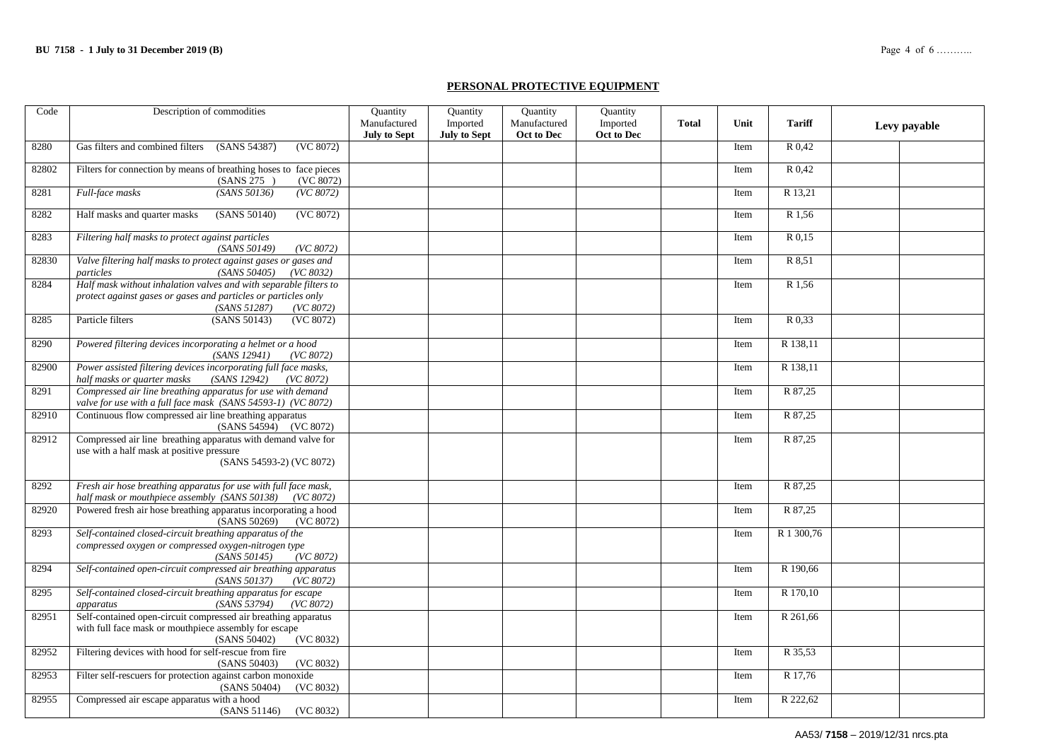## PERSONAL PROTECTIVE EQUIPMENT

| Code | Description of commodities | Quantity Manufactured **July to Sept** | Quantity Imported **July to Sept** | Quantity Manufactured **Oct to Dec** | Quantity Imported **Oct to Dec** | **Total** | Unit | **Tariff** | **Levy payable** | |
|---|---|---|---|---|---|---|---|---|---|---|
| 8280 | Gas filters and combined filters (SANS 54387) (VC 8072) | | | | | | Item | R 0,42 | | |
| 82802 | Filters for connection by means of breathing hoses to face pieces (SANS 275 ) (VC 8072) | | | | | | Item | R 0,42 | | |
| 8281 | *Full-face masks (SANS 50136) (VC 8072)* | | | | | | Item | R 13,21 | | |
| 8282 | Half masks and quarter masks (SANS 50140) (VC 8072) | | | | | | Item | R 1,56 | | |
| 8283 | *Filtering half masks to protect against particles (SANS 50149) (VC 8072)* | | | | | | Item | R 0,15 | | |
| 82830 | *Valve filtering half masks to protect against gases or gases and particles (SANS 50405) (VC 8032)* | | | | | | Item | R 8,51 | | |
| 8284 | *Half mask without inhalation valves and with separable filters to protect against gases or gases and particles or particles only (SANS 51287) (VC 8072)* | | | | | | Item | R 1,56 | | |
| 8285 | Particle filters (SANS 50143) (VC 8072) | | | | | | Item | R 0,33 | | |
| 8290 | *Powered filtering devices incorporating a helmet or a hood (SANS 12941) (VC 8072)* | | | | | | Item | R 138,11 | | |
| 82900 | *Power assisted filtering devices incorporating full face masks, half masks or quarter masks (SANS 12942) (VC 8072)* | | | | | | Item | R 138,11 | | |
| 8291 | *Compressed air line breathing apparatus for use with demand valve for use with a full face mask (SANS 54593-1) (VC 8072)* | | | | | | Item | R 87,25 | | |
| 82910 | Continuous flow compressed air line breathing apparatus (SANS 54594) (VC 8072) | | | | | | Item | R 87,25 | | |
| 82912 | Compressed air line breathing apparatus with demand valve for use with a half mask at positive pressure (SANS 54593-2) (VC 8072) | | | | | | Item | R 87,25 | | |
| 8292 | *Fresh air hose breathing apparatus for use with full face mask, half mask or mouthpiece assembly (SANS 50138) (VC 8072)* | | | | | | Item | R 87,25 | | |
| 82920 | Powered fresh air hose breathing apparatus incorporating a hood (SANS 50269) (VC 8072) | | | | | | Item | R 87,25 | | |
| 8293 | *Self-contained closed-circuit breathing apparatus of the compressed oxygen or compressed oxygen-nitrogen type (SANS 50145) (VC 8072)* | | | | | | Item | R 1 300,76 | | |
| 8294 | *Self-contained open-circuit compressed air breathing apparatus (SANS 50137) (VC 8072)* | | | | | | Item | R 190,66 | | |
| 8295 | *Self-contained closed-circuit breathing apparatus for escape apparatus (SANS 53794) (VC 8072)* | | | | | | Item | R 170,10 | | |
| 82951 | Self-contained open-circuit compressed air breathing apparatus with full face mask or mouthpiece assembly for escape (SANS 50402) (VC 8032) | | | | | | Item | R 261,66 | | |
| 82952 | Filtering devices with hood for self-rescue from fire (SANS 50403) (VC 8032) | | | | | | Item | R 35,53 | | |
| 82953 | Filter self-rescuers for protection against carbon monoxide (SANS 50404) (VC 8032) | | | | | | Item | R 17,76 | | |
| 82955 | Compressed air escape apparatus with a hood (SANS 51146) (VC 8032) | | | | | | Item | R 222,62 | | |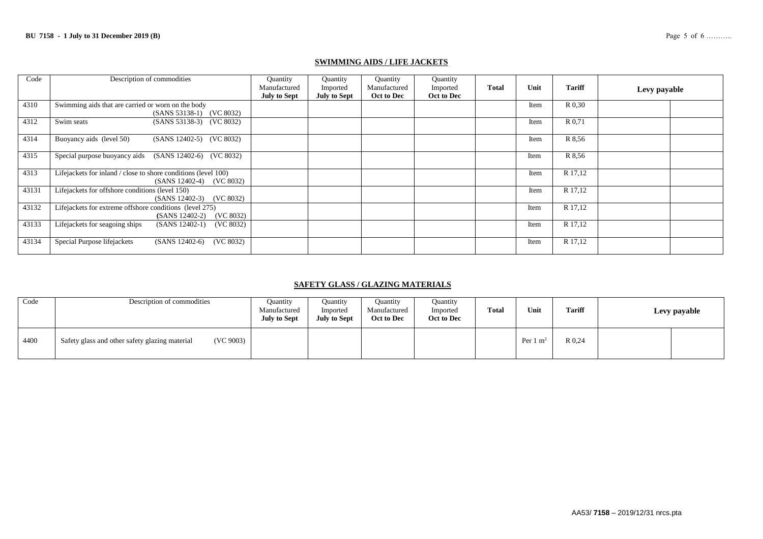## SWIMMING AIDS / LIFE JACKETS

| Code | Description of commodities | Quantity Manufactured **July to Sept** | Quantity Imported **July to Sept** | Quantity Manufactured **Oct to Dec** | Quantity Imported **Oct to Dec** | **Total** | **Unit** | **Tariff** | **Levy payable** | |
|---|---|---|---|---|---|---|---|---|---|---|
| 4310 | Swimming aids that are carried or worn on the body (SANS 53138-1) (VC 8032) | | | | | | Item | R 0,30 | | |
| 4312 | Swim seats (SANS 53138-3) (VC 8032) | | | | | | Item | R 0,71 | | |
| 4314 | Buoyancy aids (level 50) (SANS 12402-5) (VC 8032) | | | | | | Item | R 8,56 | | |
| 4315 | Special purpose buoyancy aids (SANS 12402-6) (VC 8032) | | | | | | Item | R 8,56 | | |
| 4313 | Lifejackets for inland / close to shore conditions (level 100) (SANS 12402-4) (VC 8032) | | | | | | Item | R 17,12 | | |
| 43131 | Lifejackets for offshore conditions (level 150) (SANS 12402-3) (VC 8032) | | | | | | Item | R 17,12 | | |
| 43132 | Lifejackets for extreme offshore conditions (level 275) (SANS 12402-2) (VC 8032) | | | | | | Item | R 17,12 | | |
| 43133 | Lifejackets for seagoing ships (SANS 12402-1) (VC 8032) | | | | | | Item | R 17,12 | | |
| 43134 | Special Purpose lifejackets (SANS 12402-6) (VC 8032) | | | | | | Item | R 17,12 | | |

## SAFETY GLASS / GLAZING MATERIALS

| Code | Description of commodities | Quantity Manufactured **July to Sept** | Quantity Imported **July to Sept** | Quantity Manufactured **Oct to Dec** | Quantity Imported **Oct to Dec** | **Total** | **Unit** | **Tariff** | **Levy payable** | |
|---|---|---|---|---|---|---|---|---|---|---|
| 4400 | Safety glass and other safety glazing material (VC 9003) | | | | | | Per 1 $m^2$ | R 0,24 | | |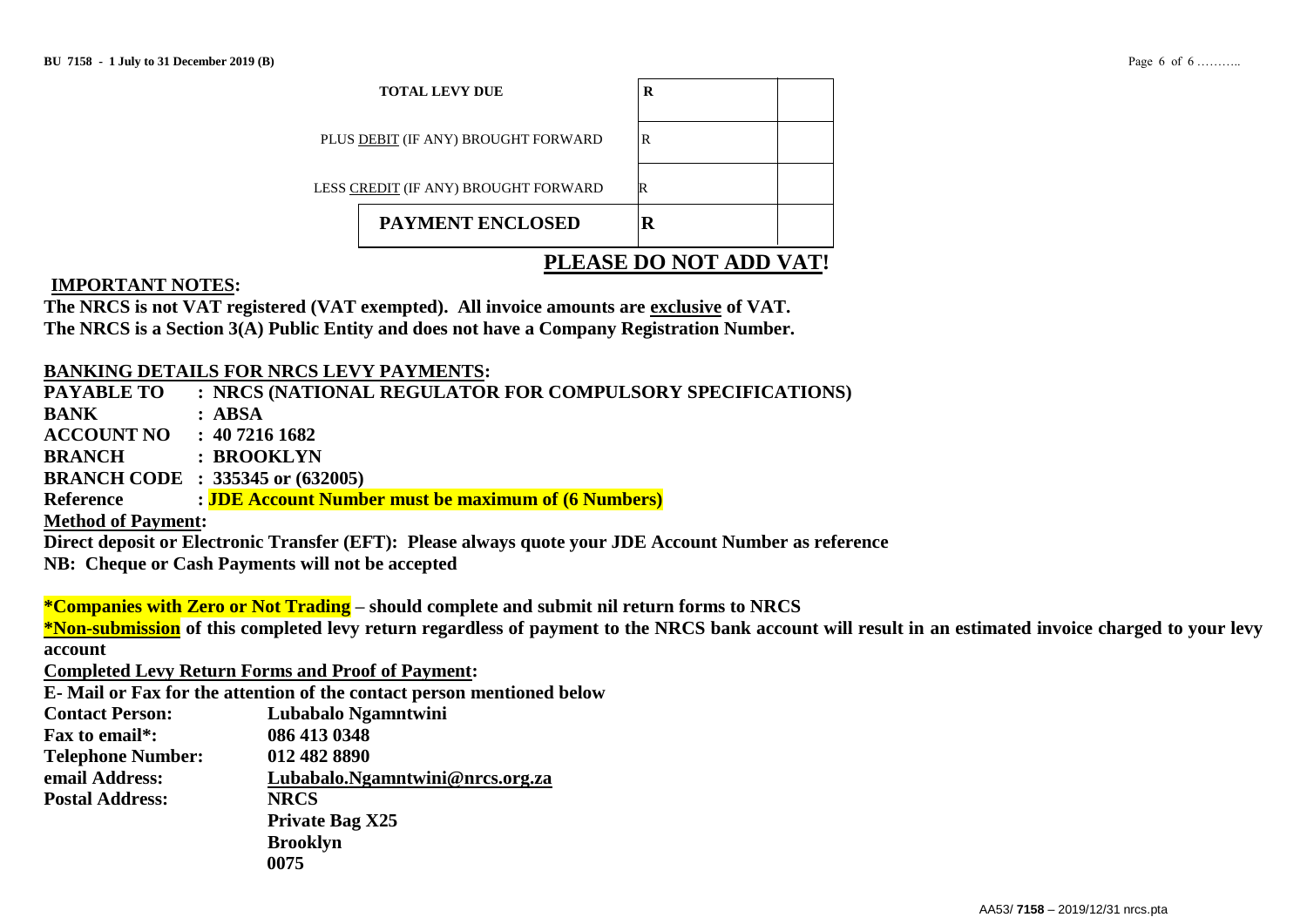| | | |
|---|---|---|
| **TOTAL LEVY DUE** | **R** | |
| PLUS DEBIT (IF ANY) BROUGHT FORWARD | R | |
| LESS CREDIT (IF ANY) BROUGHT FORWARD | R | |
| **PAYMENT ENCLOSED** | **R** | |

**PLEASE DO NOT ADD VAT!**

**IMPORTANT NOTES:**

**The NRCS is not VAT registered (VAT exempted). All invoice amounts are exclusive of VAT.**
**The NRCS is a Section 3(A) Public Entity and does not have a Company Registration Number.**

**BANKING DETAILS FOR NRCS LEVY PAYMENTS:**

**PAYABLE TO : NRCS (NATIONAL REGULATOR FOR COMPULSORY SPECIFICATIONS)**
**BANK : ABSA**
**ACCOUNT NO : 40 7216 1682**
**BRANCH : BROOKLYN**
**BRANCH CODE : 335345 or (632005)**
**Reference : JDE Account Number must be maximum of (6 Numbers)**

**Method of Payment:**

**Direct deposit or Electronic Transfer (EFT): Please always quote your JDE Account Number as reference**
**NB: Cheque or Cash Payments will not be accepted**

**\*Companies with Zero or Not Trading – should complete and submit nil return forms to NRCS**
**\*Non-submission of this completed levy return regardless of payment to the NRCS bank account will result in an estimated invoice charged to your levy account**

**Completed Levy Return Forms and Proof of Payment:**

**E- Mail or Fax for the attention of the contact person mentioned below**

**Contact Person:** **Lubabalo Ngamntwini**
**Fax to email\*:** **086 413 0348**
**Telephone Number:** **012 482 8890**
**email Address:** **Lubabalo.Ngamntwini@nrcs.org.za**
**Postal Address:** **NRCS**
**Private Bag X25**
**Brooklyn**
**0075**

AA53/ **7158** – 2019/12/31 nrcs.pta